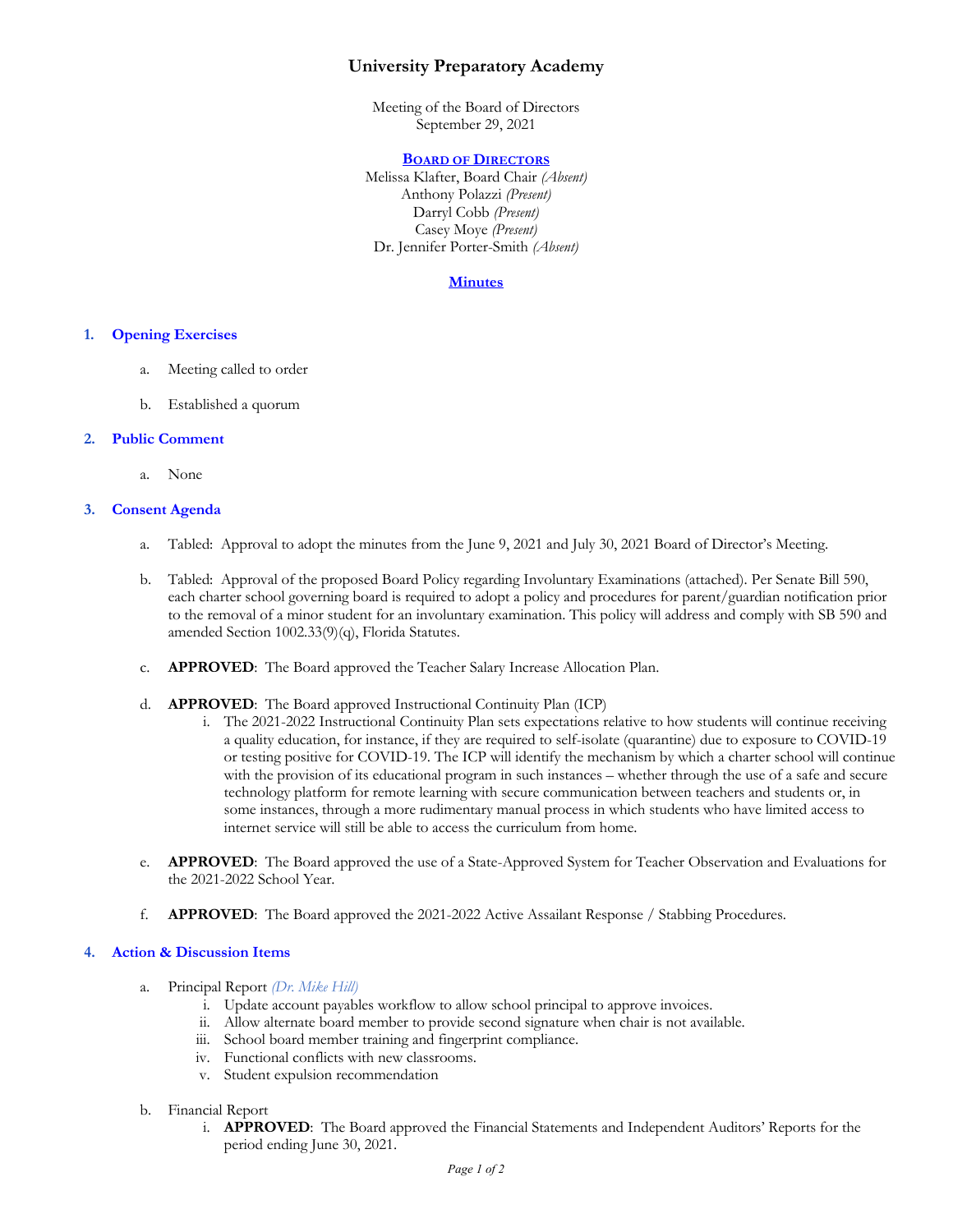# University Preparatory Academy

Meeting of the Board of Directors
September 29, 2021

**BOARD OF DIRECTORS**

Melissa Klafter, Board Chair *(Absent)*
Anthony Polazzi *(Present)*
Darryl Cobb *(Present)*
Casey Moye *(Present)*
Dr. Jennifer Porter-Smith *(Absent)*

**Minutes**

## 1. Opening Exercises

a. Meeting called to order

b. Established a quorum

## 2. Public Comment

a. None

## 3. Consent Agenda

a. Tabled: Approval to adopt the minutes from the June 9, 2021 and July 30, 2021 Board of Director's Meeting.

b. Tabled: Approval of the proposed Board Policy regarding Involuntary Examinations (attached). Per Senate Bill 590, each charter school governing board is required to adopt a policy and procedures for parent/guardian notification prior to the removal of a minor student for an involuntary examination. This policy will address and comply with SB 590 and amended Section 1002.33(9)(q), Florida Statutes.

c. **APPROVED**: The Board approved the Teacher Salary Increase Allocation Plan.

d. **APPROVED**: The Board approved Instructional Continuity Plan (ICP)

   i. The 2021-2022 Instructional Continuity Plan sets expectations relative to how students will continue receiving a quality education, for instance, if they are required to self-isolate (quarantine) due to exposure to COVID-19 or testing positive for COVID-19. The ICP will identify the mechanism by which a charter school will continue with the provision of its educational program in such instances – whether through the use of a safe and secure technology platform for remote learning with secure communication between teachers and students or, in some instances, through a more rudimentary manual process in which students who have limited access to internet service will still be able to access the curriculum from home.

e. **APPROVED**: The Board approved the use of a State-Approved System for Teacher Observation and Evaluations for the 2021-2022 School Year.

f. **APPROVED**: The Board approved the 2021-2022 Active Assailant Response / Stabbing Procedures.

## 4. Action & Discussion Items

a. Principal Report *(Dr. Mike Hill)*

   i. Update account payables workflow to allow school principal to approve invoices.
   ii. Allow alternate board member to provide second signature when chair is not available.
   iii. School board member training and fingerprint compliance.
   iv. Functional conflicts with new classrooms.
   v. Student expulsion recommendation

b. Financial Report

   i. **APPROVED**: The Board approved the Financial Statements and Independent Auditors' Reports for the period ending June 30, 2021.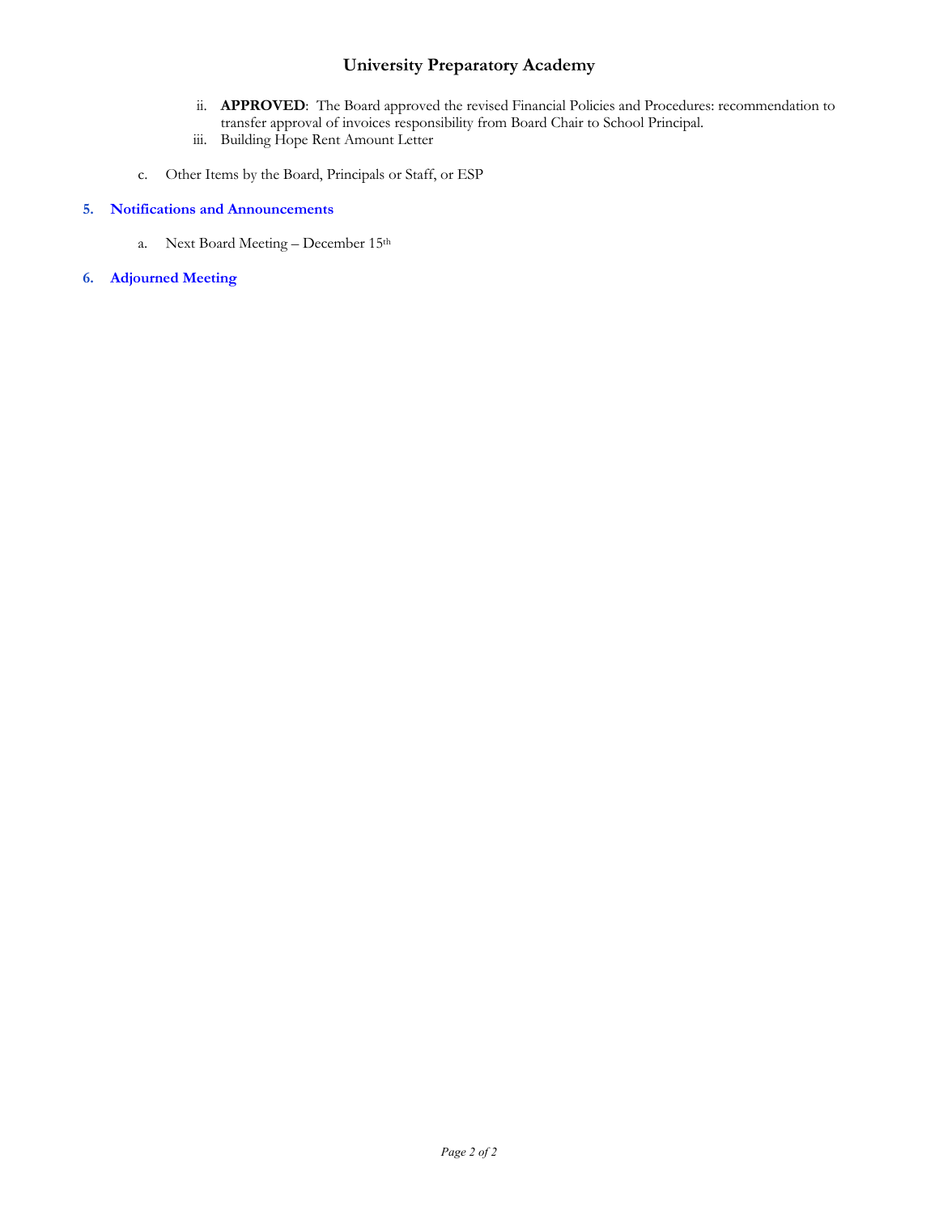ii. **APPROVED**: The Board approved the revised Financial Policies and Procedures: recommendation to transfer approval of invoices responsibility from Board Chair to School Principal.

iii. Building Hope Rent Amount Letter

c. Other Items by the Board, Principals or Staff, or ESP

## 5. Notifications and Announcements

a. Next Board Meeting – December 15th

## 6. Adjourned Meeting